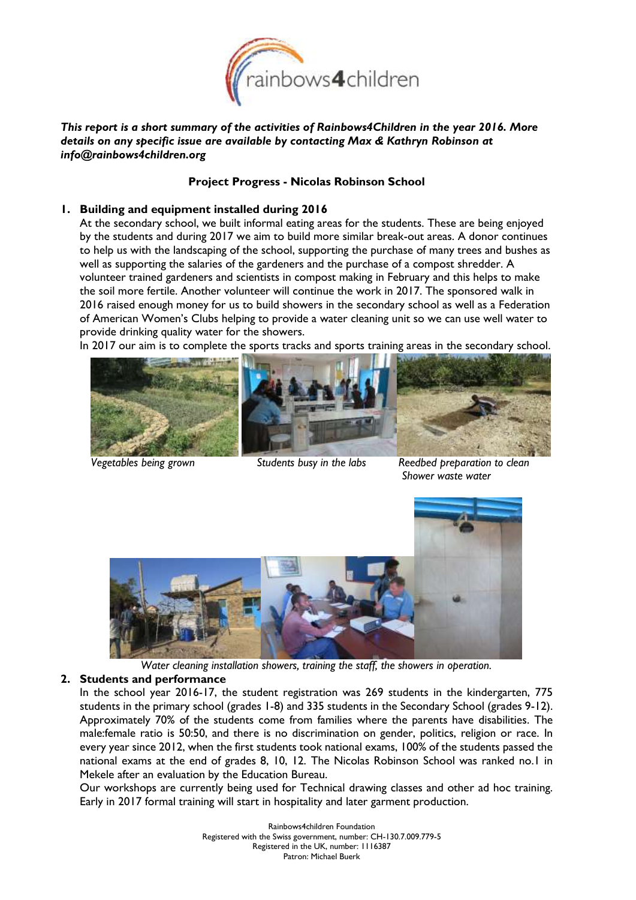*This report is a short summary of the activities of Rainbows4Children in the year 2016. More details on any specific issue are available by contacting Max & Kathryn Robinson at info@rainbows4children.org*

## Project Progress - Nicolas Robinson School

### 1. Building and equipment installed during 2016

At the secondary school, we built informal eating areas for the students. These are being enjoyed by the students and during 2017 we aim to build more similar break-out areas. A donor continues to help us with the landscaping of the school, supporting the purchase of many trees and bushes as well as supporting the salaries of the gardeners and the purchase of a compost shredder. A volunteer trained gardeners and scientists in compost making in February and this helps to make the soil more fertile. Another volunteer will continue the work in 2017. The sponsored walk in 2016 raised enough money for us to build showers in the secondary school as well as a Federation of American Women's Clubs helping to provide a water cleaning unit so we can use well water to provide drinking quality water for the showers.

In 2017 our aim is to complete the sports tracks and sports training areas in the secondary school.

*Vegetables being grown*

*Students busy in the labs*

*Reedbed preparation to clean Shower waste water*

*Water cleaning installation showers, training the staff, the showers in operation.*

### 2. Students and performance

In the school year 2016-17, the student registration was 269 students in the kindergarten, 775 students in the primary school (grades 1-8) and 335 students in the Secondary School (grades 9-12). Approximately 70% of the students come from families where the parents have disabilities. The male:female ratio is 50:50, and there is no discrimination on gender, politics, religion or race. In every year since 2012, when the first students took national exams, 100% of the students passed the national exams at the end of grades 8, 10, 12. The Nicolas Robinson School was ranked no.1 in Mekele after an evaluation by the Education Bureau.

Our workshops are currently being used for Technical drawing classes and other ad hoc training. Early in 2017 formal training will start in hospitality and later garment production.

Rainbows4children Foundation
Registered with the Swiss government, number: CH-130.7.009.779-5
Registered in the UK, number: 1116387
Patron: Michael Buerk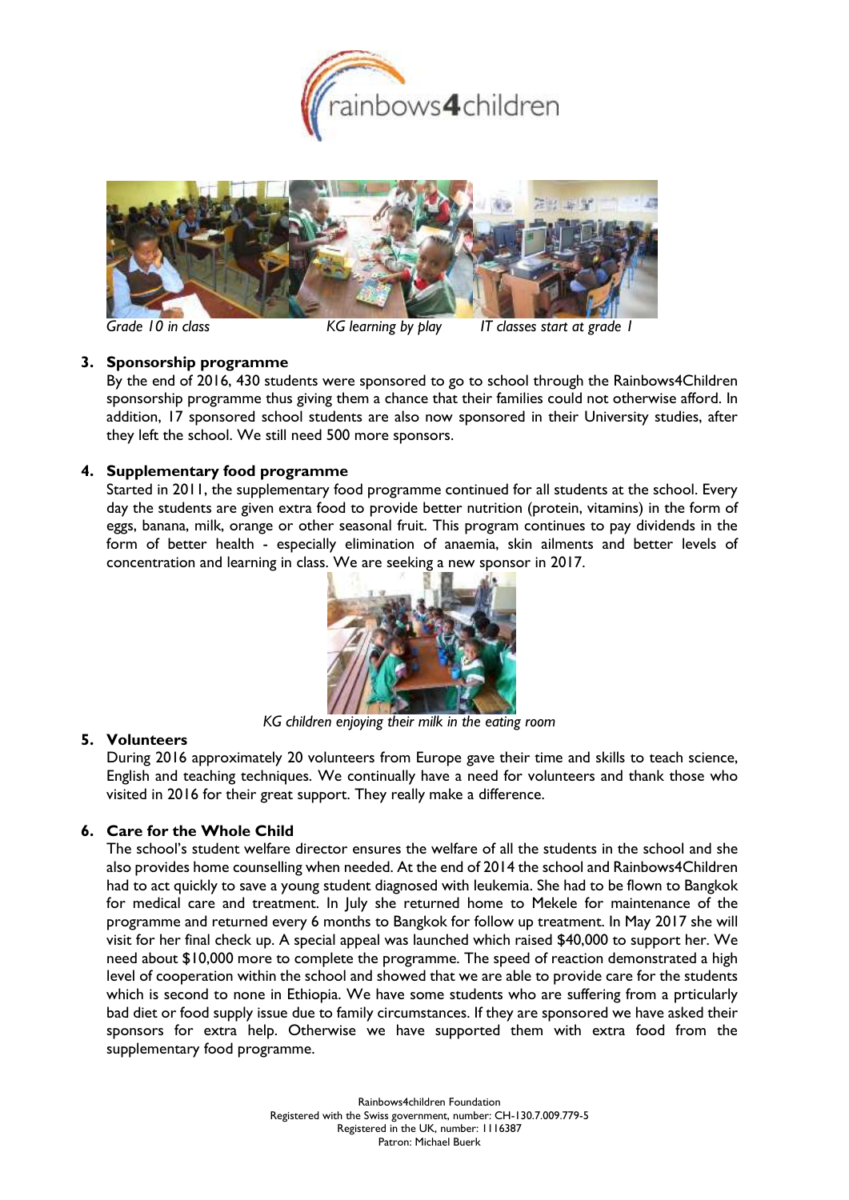Grade 10 in class    KG learning by play    IT classes start at grade 1

3. **Sponsorship programme**

   By the end of 2016, 430 students were sponsored to go to school through the Rainbows4Children sponsorship programme thus giving them a chance that their families could not otherwise afford. In addition, 17 sponsored school students are also now sponsored in their University studies, after they left the school. We still need 500 more sponsors.

4. **Supplementary food programme**

   Started in 2011, the supplementary food programme continued for all students at the school. Every day the students are given extra food to provide better nutrition (protein, vitamins) in the form of eggs, banana, milk, orange or other seasonal fruit. This program continues to pay dividends in the form of better health - especially elimination of anaemia, skin ailments and better levels of concentration and learning in class. We are seeking a new sponsor in 2017.

   *KG children enjoying their milk in the eating room*

5. **Volunteers**

   During 2016 approximately 20 volunteers from Europe gave their time and skills to teach science, English and teaching techniques. We continually have a need for volunteers and thank those who visited in 2016 for their great support. They really make a difference.

6. **Care for the Whole Child**

   The school's student welfare director ensures the welfare of all the students in the school and she also provides home counselling when needed. At the end of 2014 the school and Rainbows4Children had to act quickly to save a young student diagnosed with leukemia. She had to be flown to Bangkok for medical care and treatment. In July she returned home to Mekele for maintenance of the programme and returned every 6 months to Bangkok for follow up treatment. In May 2017 she will visit for her final check up. A special appeal was launched which raised $40,000 to support her. We need about $10,000 more to complete the programme. The speed of reaction demonstrated a high level of cooperation within the school and showed that we are able to provide care for the students which is second to none in Ethiopia. We have some students who are suffering from a prticularly bad diet or food supply issue due to family circumstances. If they are sponsored we have asked their sponsors for extra help. Otherwise we have supported them with extra food from the supplementary food programme.

Rainbows4children Foundation
Registered with the Swiss government, number: CH-130.7.009.779-5
Registered in the UK, number: 1116387
Patron: Michael Buerk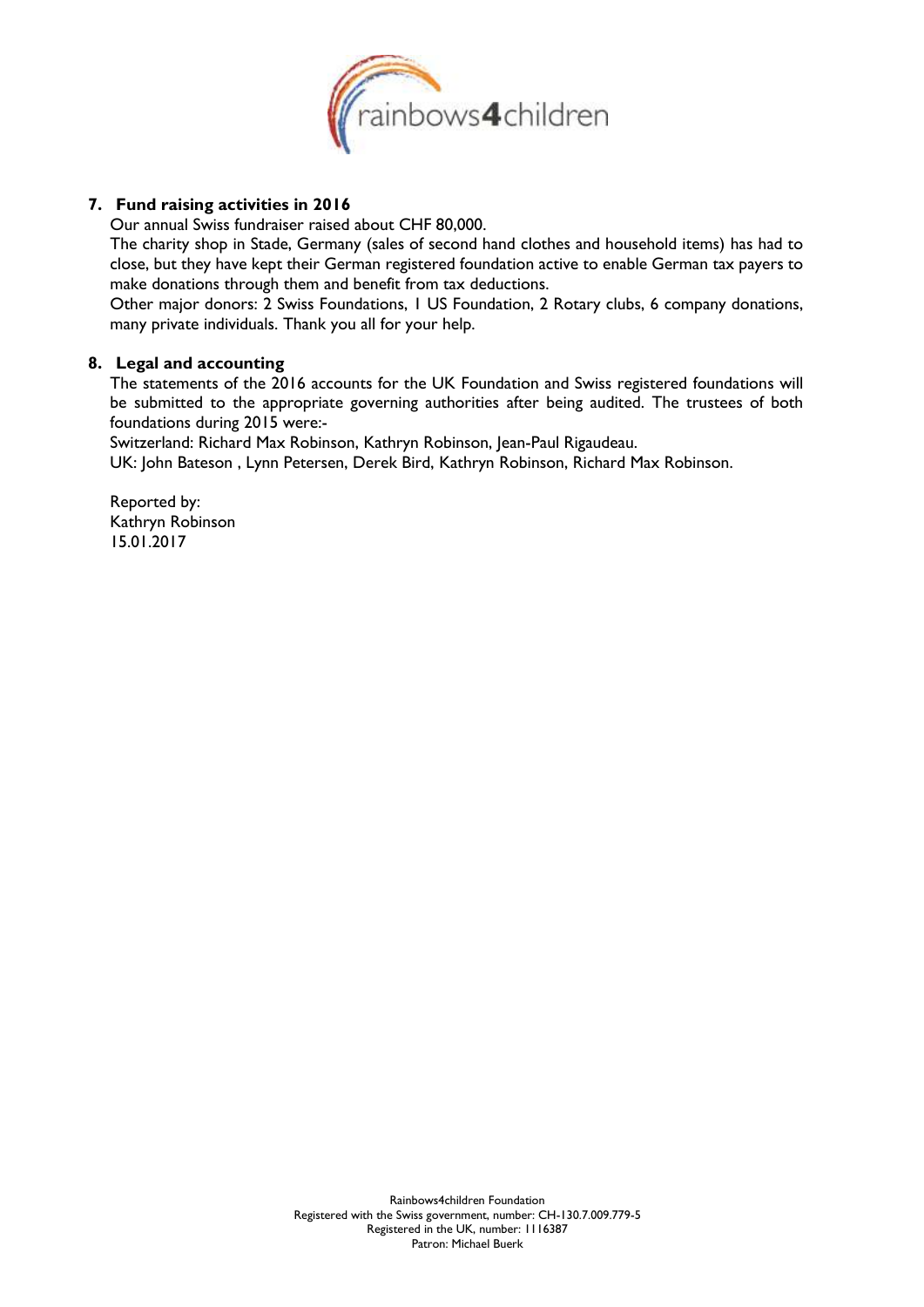rainbows4children

7. **Fund raising activities in 2016**

   Our annual Swiss fundraiser raised about CHF 80,000.
   The charity shop in Stade, Germany (sales of second hand clothes and household items) has had to close, but they have kept their German registered foundation active to enable German tax payers to make donations through them and benefit from tax deductions.
   Other major donors: 2 Swiss Foundations, 1 US Foundation, 2 Rotary clubs, 6 company donations, many private individuals. Thank you all for your help.

8. **Legal and accounting**

   The statements of the 2016 accounts for the UK Foundation and Swiss registered foundations will be submitted to the appropriate governing authorities after being audited. The trustees of both foundations during 2015 were:-
   Switzerland: Richard Max Robinson, Kathryn Robinson, Jean-Paul Rigaudeau.
   UK: John Bateson , Lynn Petersen, Derek Bird, Kathryn Robinson, Richard Max Robinson.

Reported by:
Kathryn Robinson
15.01.2017

Rainbows4children Foundation
Registered with the Swiss government, number: CH-130.7.009.779-5
Registered in the UK, number: 1116387
Patron: Michael Buerk